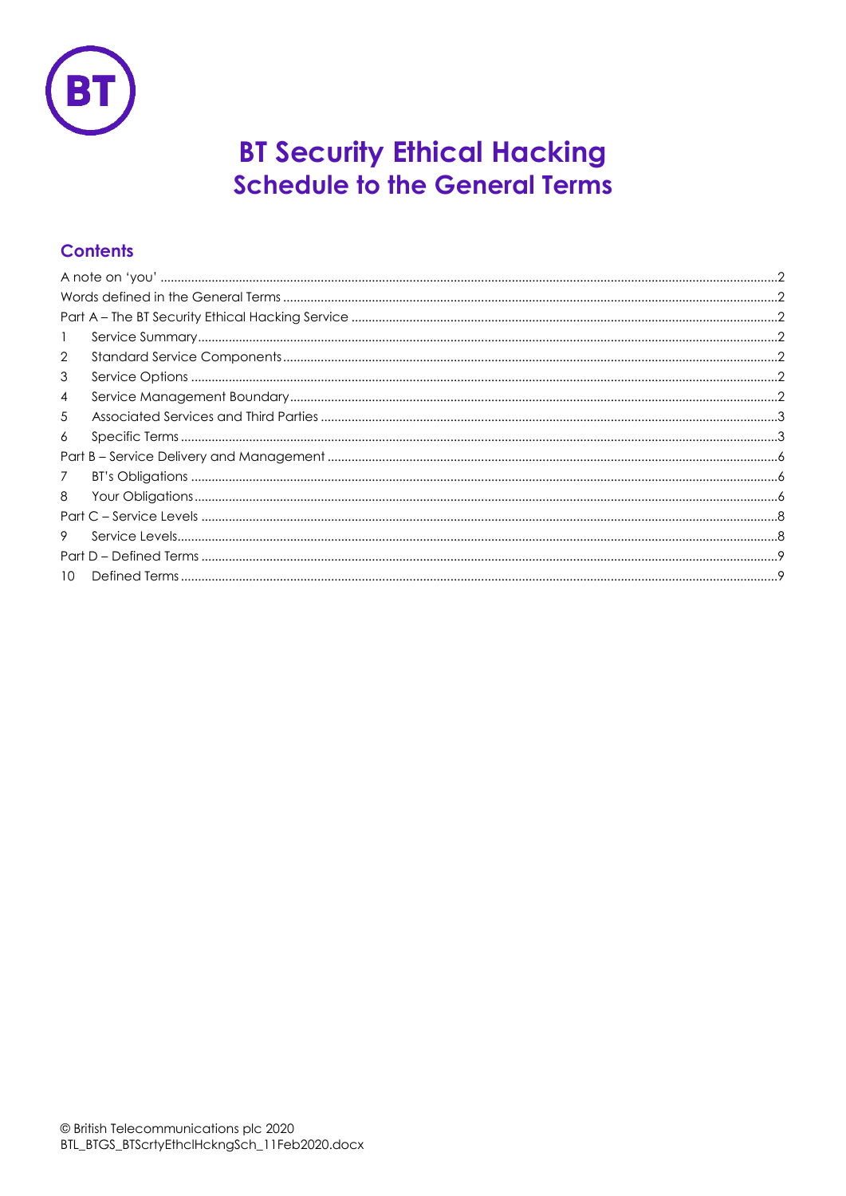# BT Security Ethical Hacking
## Schedule to the General Terms

### Contents

| | | |
|---|---|---|
| A note on 'you' | | 2 |
| Words defined in the General Terms | | 2 |
| Part A – The BT Security Ethical Hacking Service | | 2 |
| 1 | Service Summary | 2 |
| 2 | Standard Service Components | 2 |
| 3 | Service Options | 2 |
| 4 | Service Management Boundary | 2 |
| 5 | Associated Services and Third Parties | 3 |
| 6 | Specific Terms | 3 |
| Part B – Service Delivery and Management | | 6 |
| 7 | BT's Obligations | 6 |
| 8 | Your Obligations | 6 |
| Part C – Service Levels | | 8 |
| 9 | Service Levels | 8 |
| Part D – Defined Terms | | 9 |
| 10 | Defined Terms | 9 |

© British Telecommunications plc 2020
BTL_BTGS_BTScrtyEthclHckngSch_11Feb2020.docx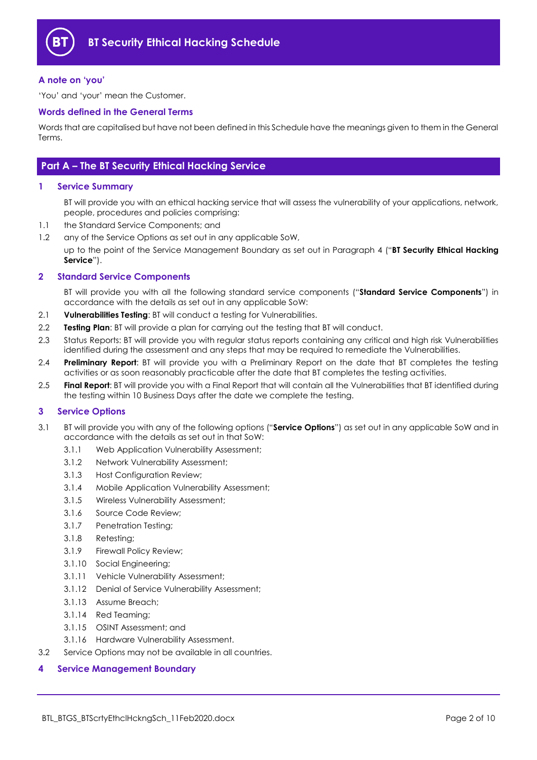# BT Security Ethical Hacking Schedule

### A note on 'you'

'You' and 'your' mean the Customer.

### Words defined in the General Terms

Words that are capitalised but have not been defined in this Schedule have the meanings given to them in the General Terms.

## Part A – The BT Security Ethical Hacking Service

### 1 Service Summary

BT will provide you with an ethical hacking service that will assess the vulnerability of your applications, network, people, procedures and policies comprising:

1.1 the Standard Service Components; and

1.2 any of the Service Options as set out in any applicable SoW,

up to the point of the Service Management Boundary as set out in Paragraph 4 ("**BT Security Ethical Hacking Service**").

### 2 Standard Service Components

BT will provide you with all the following standard service components ("**Standard Service Components**") in accordance with the details as set out in any applicable SoW:

2.1 **Vulnerabilities Testing**: BT will conduct a testing for Vulnerabilities.

2.2 **Testing Plan**: BT will provide a plan for carrying out the testing that BT will conduct.

2.3 Status Reports: BT will provide you with regular status reports containing any critical and high risk Vulnerabilities identified during the assessment and any steps that may be required to remediate the Vulnerabilities.

2.4 **Preliminary Report**: BT will provide you with a Preliminary Report on the date that BT completes the testing activities or as soon reasonably practicable after the date that BT completes the testing activities.

2.5 **Final Report**: BT will provide you with a Final Report that will contain all the Vulnerabilities that BT identified during the testing within 10 Business Days after the date we complete the testing.

### 3 Service Options

3.1 BT will provide you with any of the following options ("**Service Options**") as set out in any applicable SoW and in accordance with the details as set out in that SoW:

- 3.1.1 Web Application Vulnerability Assessment;
- 3.1.2 Network Vulnerability Assessment;
- 3.1.3 Host Configuration Review;
- 3.1.4 Mobile Application Vulnerability Assessment;
- 3.1.5 Wireless Vulnerability Assessment;
- 3.1.6 Source Code Review;
- 3.1.7 Penetration Testing;
- 3.1.8 Retesting;
- 3.1.9 Firewall Policy Review;
- 3.1.10 Social Engineering;
- 3.1.11 Vehicle Vulnerability Assessment;
- 3.1.12 Denial of Service Vulnerability Assessment;
- 3.1.13 Assume Breach;
- 3.1.14 Red Teaming;
- 3.1.15 OSINT Assessment; and
- 3.1.16 Hardware Vulnerability Assessment.

3.2 Service Options may not be available in all countries.

### 4 Service Management Boundary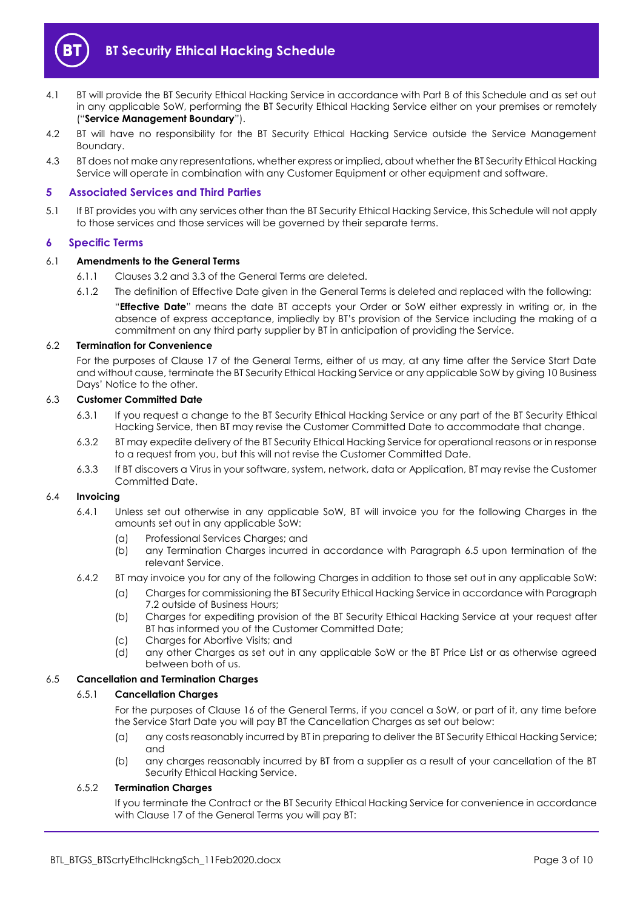4.1 BT will provide the BT Security Ethical Hacking Service in accordance with Part B of this Schedule and as set out in any applicable SoW, performing the BT Security Ethical Hacking Service either on your premises or remotely ("**Service Management Boundary**").

4.2 BT will have no responsibility for the BT Security Ethical Hacking Service outside the Service Management Boundary.

4.3 BT does not make any representations, whether express or implied, about whether the BT Security Ethical Hacking Service will operate in combination with any Customer Equipment or other equipment and software.

## 5 Associated Services and Third Parties

5.1 If BT provides you with any services other than the BT Security Ethical Hacking Service, this Schedule will not apply to those services and those services will be governed by their separate terms.

## 6 Specific Terms

6.1 **Amendments to the General Terms**

6.1.1 Clauses 3.2 and 3.3 of the General Terms are deleted.

6.1.2 The definition of Effective Date given in the General Terms is deleted and replaced with the following:

"**Effective Date**" means the date BT accepts your Order or SoW either expressly in writing or, in the absence of express acceptance, impliedly by BT's provision of the Service including the making of a commitment on any third party supplier by BT in anticipation of providing the Service.

6.2 **Termination for Convenience**

For the purposes of Clause 17 of the General Terms, either of us may, at any time after the Service Start Date and without cause, terminate the BT Security Ethical Hacking Service or any applicable SoW by giving 10 Business Days' Notice to the other.

6.3 **Customer Committed Date**

6.3.1 If you request a change to the BT Security Ethical Hacking Service or any part of the BT Security Ethical Hacking Service, then BT may revise the Customer Committed Date to accommodate that change.

6.3.2 BT may expedite delivery of the BT Security Ethical Hacking Service for operational reasons or in response to a request from you, but this will not revise the Customer Committed Date.

6.3.3 If BT discovers a Virus in your software, system, network, data or Application, BT may revise the Customer Committed Date.

6.4 **Invoicing**

6.4.1 Unless set out otherwise in any applicable SoW, BT will invoice you for the following Charges in the amounts set out in any applicable SoW:

(a) Professional Services Charges; and

(b) any Termination Charges incurred in accordance with Paragraph 6.5 upon termination of the relevant Service.

6.4.2 BT may invoice you for any of the following Charges in addition to those set out in any applicable SoW:

(a) Charges for commissioning the BT Security Ethical Hacking Service in accordance with Paragraph 7.2 outside of Business Hours;

(b) Charges for expediting provision of the BT Security Ethical Hacking Service at your request after BT has informed you of the Customer Committed Date;

(c) Charges for Abortive Visits; and

(d) any other Charges as set out in any applicable SoW or the BT Price List or as otherwise agreed between both of us.

6.5 **Cancellation and Termination Charges**

6.5.1 **Cancellation Charges**

For the purposes of Clause 16 of the General Terms, if you cancel a SoW, or part of it, any time before the Service Start Date you will pay BT the Cancellation Charges as set out below:

(a) any costs reasonably incurred by BT in preparing to deliver the BT Security Ethical Hacking Service; and

(b) any charges reasonably incurred by BT from a supplier as a result of your cancellation of the BT Security Ethical Hacking Service.

6.5.2 **Termination Charges**

If you terminate the Contract or the BT Security Ethical Hacking Service for convenience in accordance with Clause 17 of the General Terms you will pay BT: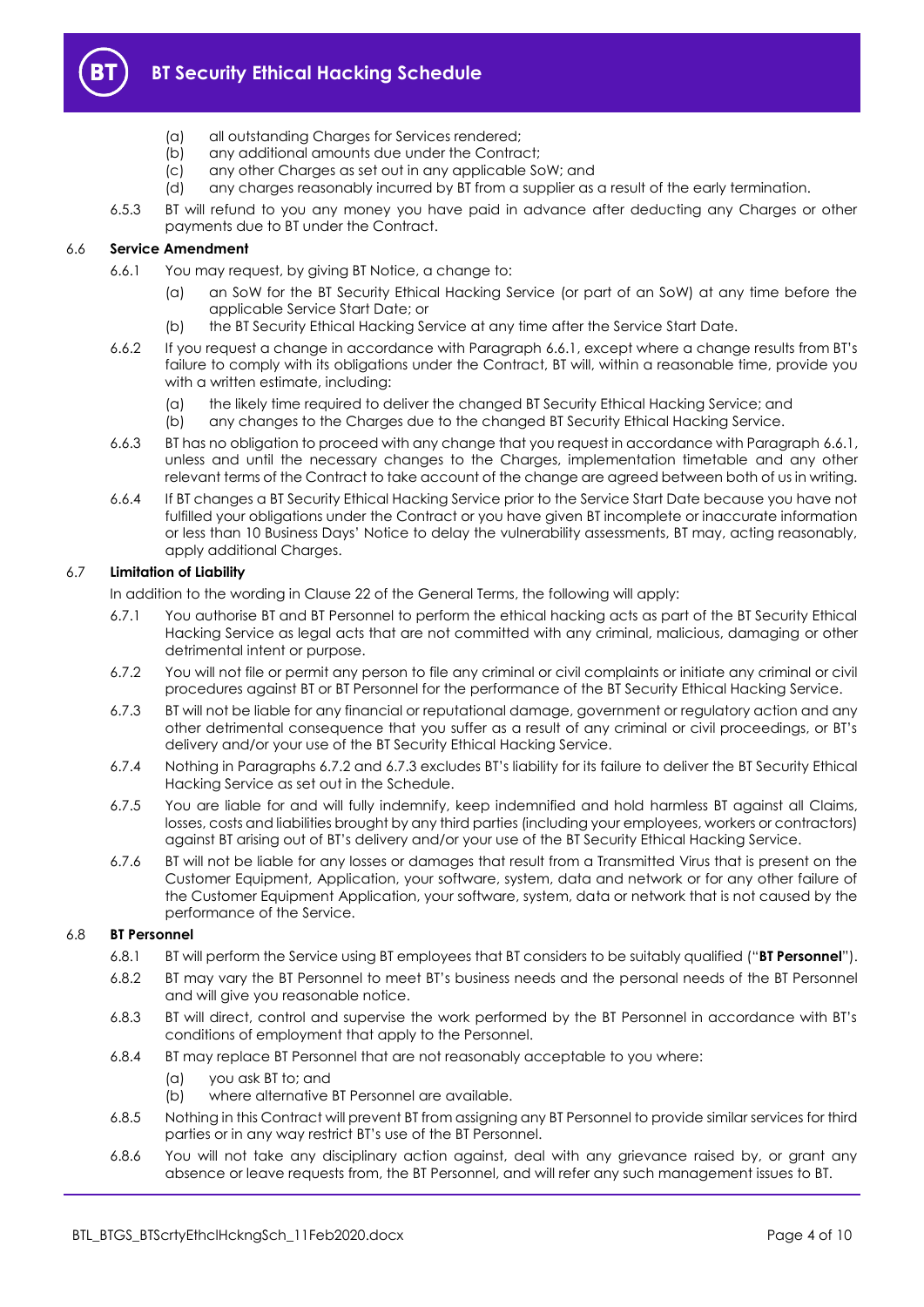(a) all outstanding Charges for Services rendered;
(b) any additional amounts due under the Contract;
(c) any other Charges as set out in any applicable SoW; and
(d) any charges reasonably incurred by BT from a supplier as a result of the early termination.

6.5.3 BT will refund to you any money you have paid in advance after deducting any Charges or other payments due to BT under the Contract.

### 6.6 Service Amendment

6.6.1 You may request, by giving BT Notice, a change to:

(a) an SoW for the BT Security Ethical Hacking Service (or part of an SoW) at any time before the applicable Service Start Date; or
(b) the BT Security Ethical Hacking Service at any time after the Service Start Date.

6.6.2 If you request a change in accordance with Paragraph 6.6.1, except where a change results from BT's failure to comply with its obligations under the Contract, BT will, within a reasonable time, provide you with a written estimate, including:

(a) the likely time required to deliver the changed BT Security Ethical Hacking Service; and
(b) any changes to the Charges due to the changed BT Security Ethical Hacking Service.

6.6.3 BT has no obligation to proceed with any change that you request in accordance with Paragraph 6.6.1, unless and until the necessary changes to the Charges, implementation timetable and any other relevant terms of the Contract to take account of the change are agreed between both of us in writing.

6.6.4 If BT changes a BT Security Ethical Hacking Service prior to the Service Start Date because you have not fulfilled your obligations under the Contract or you have given BT incomplete or inaccurate information or less than 10 Business Days' Notice to delay the vulnerability assessments, BT may, acting reasonably, apply additional Charges.

### 6.7 Limitation of Liability

In addition to the wording in Clause 22 of the General Terms, the following will apply:

6.7.1 You authorise BT and BT Personnel to perform the ethical hacking acts as part of the BT Security Ethical Hacking Service as legal acts that are not committed with any criminal, malicious, damaging or other detrimental intent or purpose.

6.7.2 You will not file or permit any person to file any criminal or civil complaints or initiate any criminal or civil procedures against BT or BT Personnel for the performance of the BT Security Ethical Hacking Service.

6.7.3 BT will not be liable for any financial or reputational damage, government or regulatory action and any other detrimental consequence that you suffer as a result of any criminal or civil proceedings, or BT's delivery and/or your use of the BT Security Ethical Hacking Service.

6.7.4 Nothing in Paragraphs 6.7.2 and 6.7.3 excludes BT's liability for its failure to deliver the BT Security Ethical Hacking Service as set out in the Schedule.

6.7.5 You are liable for and will fully indemnify, keep indemnified and hold harmless BT against all Claims, losses, costs and liabilities brought by any third parties (including your employees, workers or contractors) against BT arising out of BT's delivery and/or your use of the BT Security Ethical Hacking Service.

6.7.6 BT will not be liable for any losses or damages that result from a Transmitted Virus that is present on the Customer Equipment, Application, your software, system, data and network or for any other failure of the Customer Equipment Application, your software, system, data or network that is not caused by the performance of the Service.

### 6.8 BT Personnel

6.8.1 BT will perform the Service using BT employees that BT considers to be suitably qualified ("**BT Personnel**").

6.8.2 BT may vary the BT Personnel to meet BT's business needs and the personal needs of the BT Personnel and will give you reasonable notice.

6.8.3 BT will direct, control and supervise the work performed by the BT Personnel in accordance with BT's conditions of employment that apply to the Personnel.

6.8.4 BT may replace BT Personnel that are not reasonably acceptable to you where:

(a) you ask BT to; and
(b) where alternative BT Personnel are available.

6.8.5 Nothing in this Contract will prevent BT from assigning any BT Personnel to provide similar services for third parties or in any way restrict BT's use of the BT Personnel.

6.8.6 You will not take any disciplinary action against, deal with any grievance raised by, or grant any absence or leave requests from, the BT Personnel, and will refer any such management issues to BT.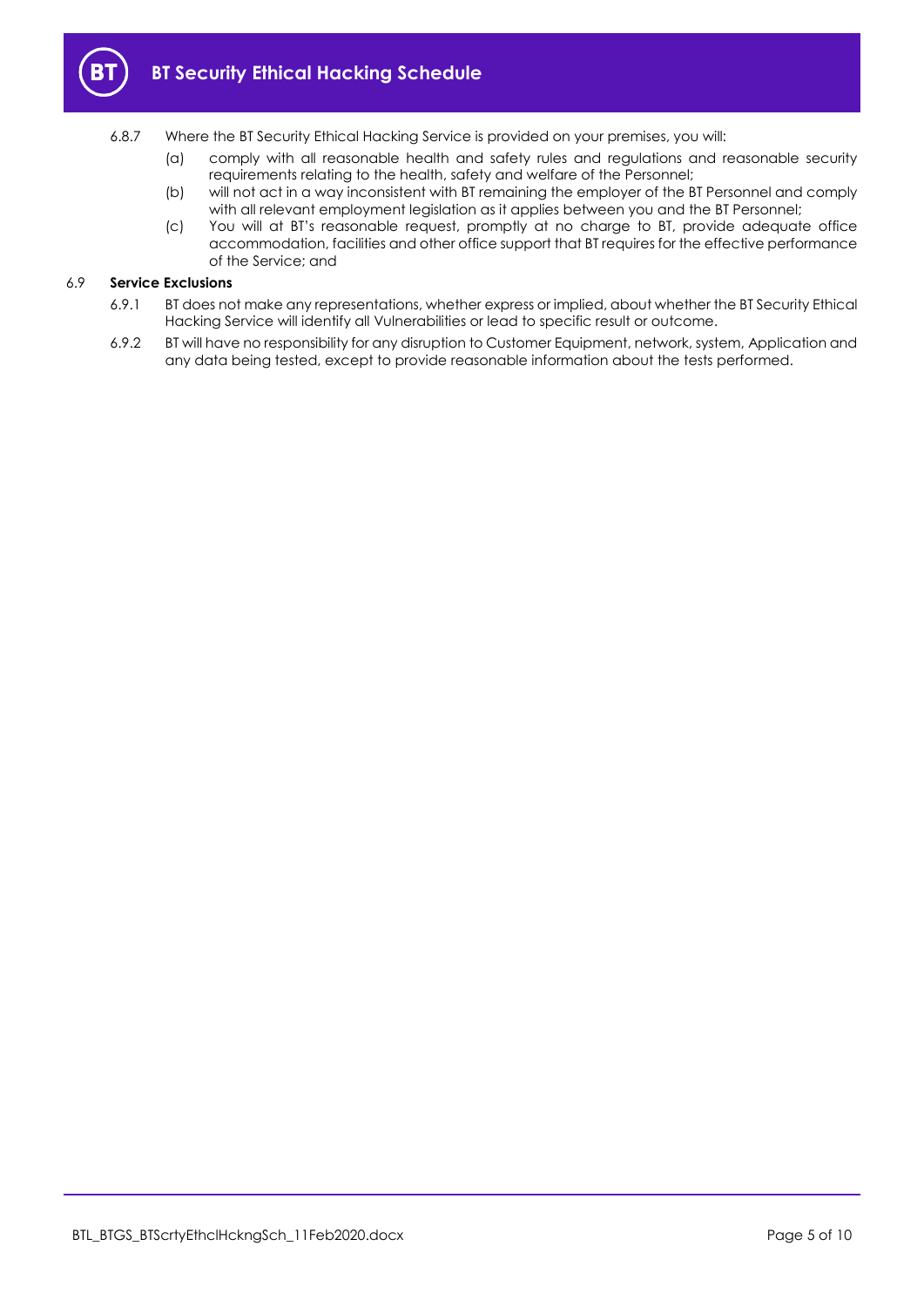6.8.7 Where the BT Security Ethical Hacking Service is provided on your premises, you will:

(a) comply with all reasonable health and safety rules and regulations and reasonable security requirements relating to the health, safety and welfare of the Personnel;

(b) will not act in a way inconsistent with BT remaining the employer of the BT Personnel and comply with all relevant employment legislation as it applies between you and the BT Personnel;

(c) You will at BT's reasonable request, promptly at no charge to BT, provide adequate office accommodation, facilities and other office support that BT requires for the effective performance of the Service; and

6.9 **Service Exclusions**

6.9.1 BT does not make any representations, whether express or implied, about whether the BT Security Ethical Hacking Service will identify all Vulnerabilities or lead to specific result or outcome.

6.9.2 BT will have no responsibility for any disruption to Customer Equipment, network, system, Application and any data being tested, except to provide reasonable information about the tests performed.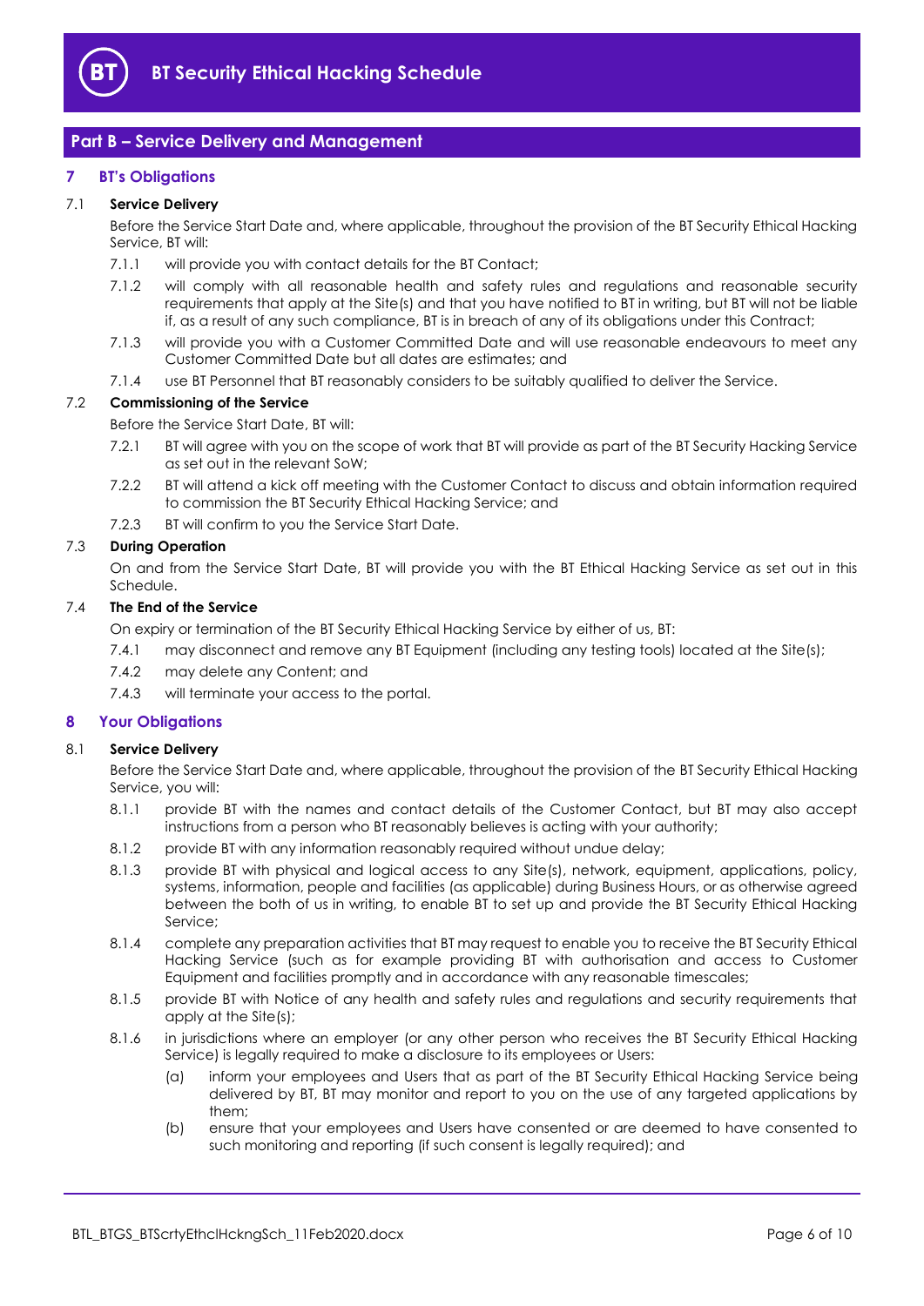## Part B – Service Delivery and Management

### 7 BT's Obligations

7.1 **Service Delivery**

Before the Service Start Date and, where applicable, throughout the provision of the BT Security Ethical Hacking Service, BT will:

7.1.1 will provide you with contact details for the BT Contact;

7.1.2 will comply with all reasonable health and safety rules and regulations and reasonable security requirements that apply at the Site(s) and that you have notified to BT in writing, but BT will not be liable if, as a result of any such compliance, BT is in breach of any of its obligations under this Contract;

7.1.3 will provide you with a Customer Committed Date and will use reasonable endeavours to meet any Customer Committed Date but all dates are estimates; and

7.1.4 use BT Personnel that BT reasonably considers to be suitably qualified to deliver the Service.

7.2 **Commissioning of the Service**

Before the Service Start Date, BT will:

7.2.1 BT will agree with you on the scope of work that BT will provide as part of the BT Security Hacking Service as set out in the relevant SoW;

7.2.2 BT will attend a kick off meeting with the Customer Contact to discuss and obtain information required to commission the BT Security Ethical Hacking Service; and

7.2.3 BT will confirm to you the Service Start Date.

7.3 **During Operation**

On and from the Service Start Date, BT will provide you with the BT Ethical Hacking Service as set out in this Schedule.

7.4 **The End of the Service**

On expiry or termination of the BT Security Ethical Hacking Service by either of us, BT:

7.4.1 may disconnect and remove any BT Equipment (including any testing tools) located at the Site(s);

7.4.2 may delete any Content; and

7.4.3 will terminate your access to the portal.

### 8 Your Obligations

8.1 **Service Delivery**

Before the Service Start Date and, where applicable, throughout the provision of the BT Security Ethical Hacking Service, you will:

8.1.1 provide BT with the names and contact details of the Customer Contact, but BT may also accept instructions from a person who BT reasonably believes is acting with your authority;

8.1.2 provide BT with any information reasonably required without undue delay;

8.1.3 provide BT with physical and logical access to any Site(s), network, equipment, applications, policy, systems, information, people and facilities (as applicable) during Business Hours, or as otherwise agreed between the both of us in writing, to enable BT to set up and provide the BT Security Ethical Hacking Service;

8.1.4 complete any preparation activities that BT may request to enable you to receive the BT Security Ethical Hacking Service (such as for example providing BT with authorisation and access to Customer Equipment and facilities promptly and in accordance with any reasonable timescales;

8.1.5 provide BT with Notice of any health and safety rules and regulations and security requirements that apply at the Site(s);

8.1.6 in jurisdictions where an employer (or any other person who receives the BT Security Ethical Hacking Service) is legally required to make a disclosure to its employees or Users:

(a) inform your employees and Users that as part of the BT Security Ethical Hacking Service being delivered by BT, BT may monitor and report to you on the use of any targeted applications by them;

(b) ensure that your employees and Users have consented or are deemed to have consented to such monitoring and reporting (if such consent is legally required); and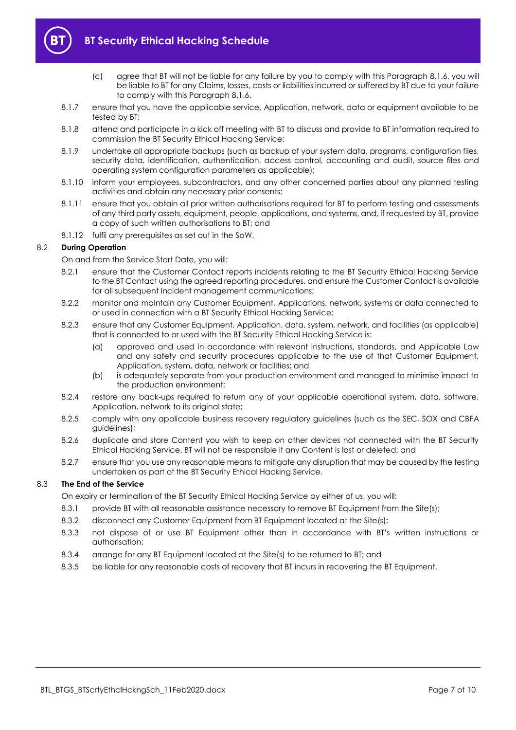(c) agree that BT will not be liable for any failure by you to comply with this Paragraph 8.1.6, you will be liable to BT for any Claims, losses, costs or liabilities incurred or suffered by BT due to your failure to comply with this Paragraph 8.1.6.

8.1.7 ensure that you have the applicable service, Application, network, data or equipment available to be tested by BT;

8.1.8 attend and participate in a kick off meeting with BT to discuss and provide to BT information required to commission the BT Security Ethical Hacking Service;

8.1.9 undertake all appropriate backups (such as backup of your system data, programs, configuration files, security data, identification, authentication, access control, accounting and audit, source files and operating system configuration parameters as applicable);

8.1.10 inform your employees, subcontractors, and any other concerned parties about any planned testing activities and obtain any necessary prior consents;

8.1.11 ensure that you obtain all prior written authorisations required for BT to perform testing and assessments of any third party assets, equipment, people, applications, and systems, and, if requested by BT, provide a copy of such written authorisations to BT; and

8.1.12 fulfil any prerequisites as set out in the SoW.

## 8.2 During Operation

On and from the Service Start Date, you will:

8.2.1 ensure that the Customer Contact reports incidents relating to the BT Security Ethical Hacking Service to the BT Contact using the agreed reporting procedures, and ensure the Customer Contact is available for all subsequent Incident management communications;

8.2.2 monitor and maintain any Customer Equipment, Applications, network, systems or data connected to or used in connection with a BT Security Ethical Hacking Service;

8.2.3 ensure that any Customer Equipment, Application, data, system, network, and facilities (as applicable) that is connected to or used with the BT Security Ethical Hacking Service is:

(a) approved and used in accordance with relevant instructions, standards, and Applicable Law and any safety and security procedures applicable to the use of that Customer Equipment, Application, system, data, network or facilities; and

(b) is adequately separate from your production environment and managed to minimise impact to the production environment;

8.2.4 restore any back-ups required to return any of your applicable operational system, data, software, Application, network to its original state;

8.2.5 comply with any applicable business recovery regulatory guidelines (such as the SEC, SOX and CBFA guidelines);

8.2.6 duplicate and store Content you wish to keep on other devices not connected with the BT Security Ethical Hacking Service. BT will not be responsible if any Content is lost or deleted; and

8.2.7 ensure that you use any reasonable means to mitigate any disruption that may be caused by the testing undertaken as part of the BT Security Ethical Hacking Service.

## 8.3 The End of the Service

On expiry or termination of the BT Security Ethical Hacking Service by either of us, you will:

8.3.1 provide BT with all reasonable assistance necessary to remove BT Equipment from the Site(s);

8.3.2 disconnect any Customer Equipment from BT Equipment located at the Site(s);

8.3.3 not dispose of or use BT Equipment other than in accordance with BT's written instructions or authorisation;

8.3.4 arrange for any BT Equipment located at the Site(s) to be returned to BT; and

8.3.5 be liable for any reasonable costs of recovery that BT incurs in recovering the BT Equipment.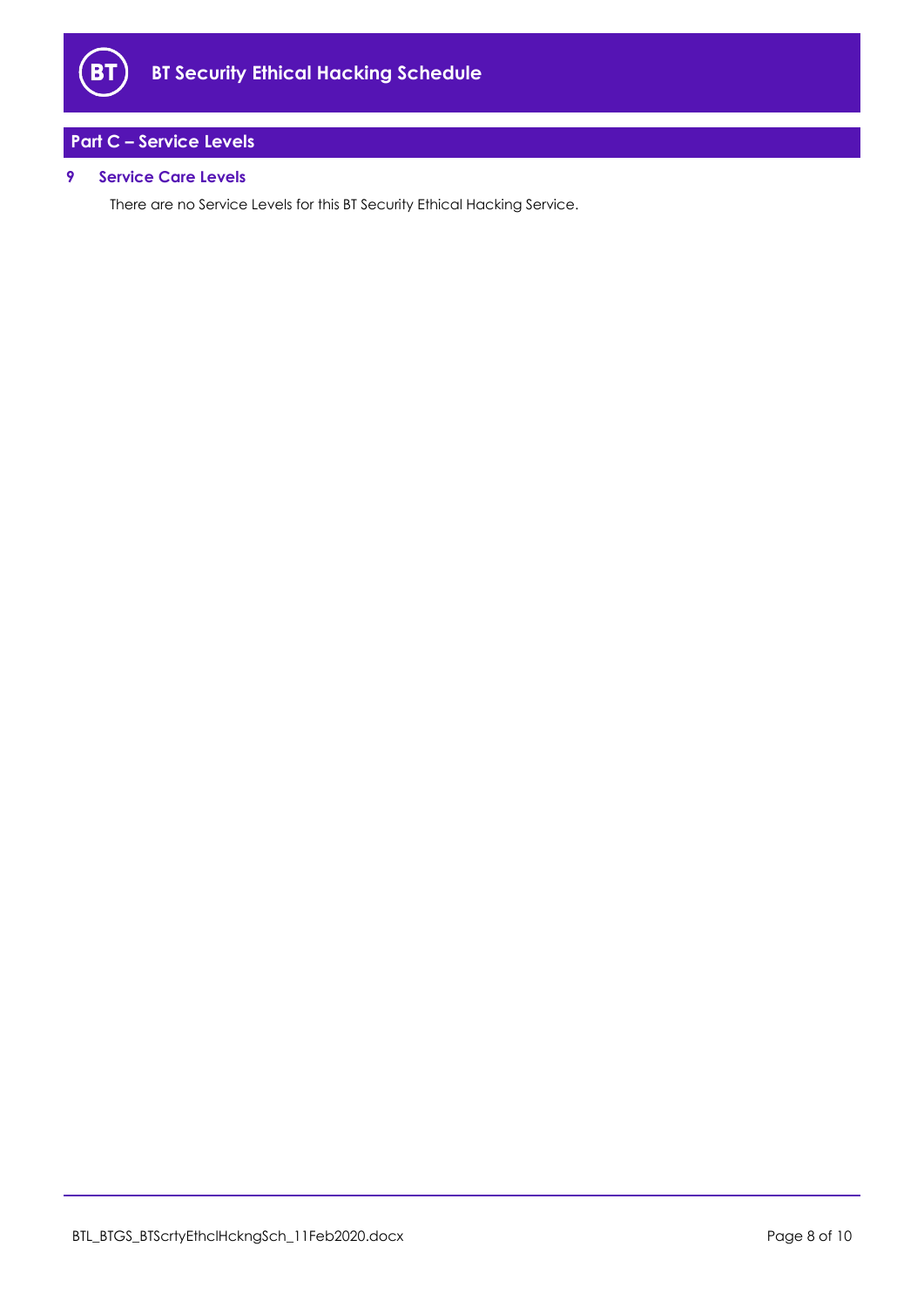## Part C – Service Levels

### 9 Service Care Levels

There are no Service Levels for this BT Security Ethical Hacking Service.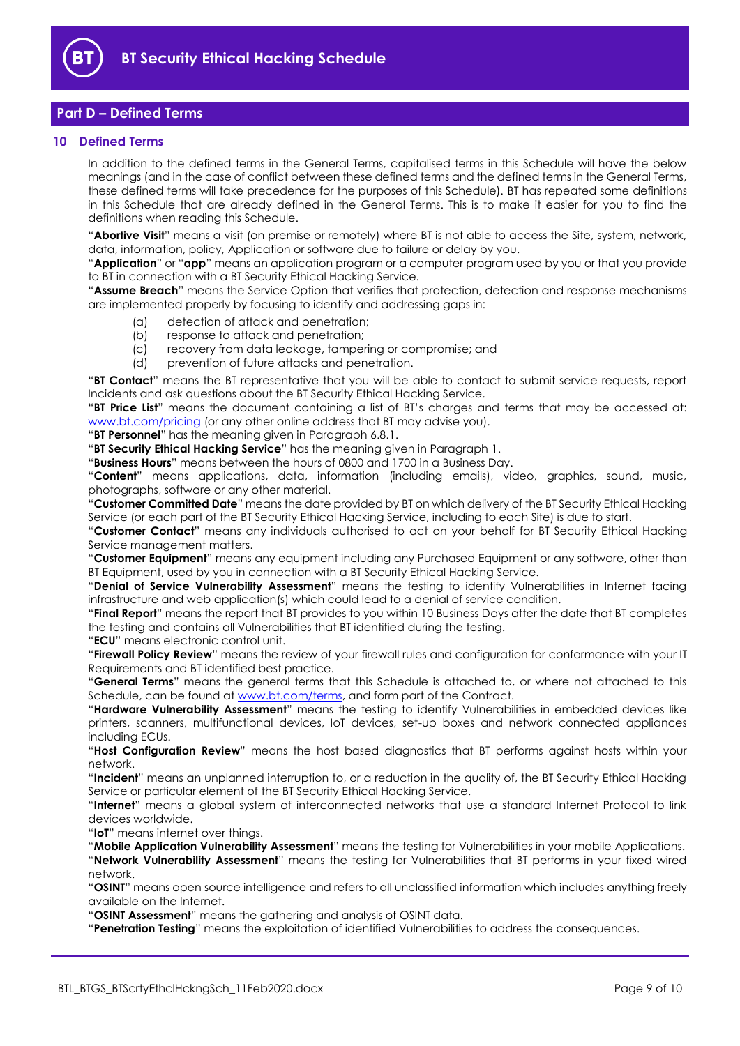## Part D – Defined Terms

### 10 Defined Terms

In addition to the defined terms in the General Terms, capitalised terms in this Schedule will have the below meanings (and in the case of conflict between these defined terms and the defined terms in the General Terms, these defined terms will take precedence for the purposes of this Schedule). BT has repeated some definitions in this Schedule that are already defined in the General Terms. This is to make it easier for you to find the definitions when reading this Schedule.

"**Abortive Visit**" means a visit (on premise or remotely) where BT is not able to access the Site, system, network, data, information, policy, Application or software due to failure or delay by you.

"**Application**" or "**app**" means an application program or a computer program used by you or that you provide to BT in connection with a BT Security Ethical Hacking Service.

"**Assume Breach**" means the Service Option that verifies that protection, detection and response mechanisms are implemented properly by focusing to identify and addressing gaps in:

(a) detection of attack and penetration;
(b) response to attack and penetration;
(c) recovery from data leakage, tampering or compromise; and
(d) prevention of future attacks and penetration.

"**BT Contact**" means the BT representative that you will be able to contact to submit service requests, report Incidents and ask questions about the BT Security Ethical Hacking Service.

"**BT Price List**" means the document containing a list of BT's charges and terms that may be accessed at: www.bt.com/pricing (or any other online address that BT may advise you).

"**BT Personnel**" has the meaning given in Paragraph 6.8.1.

"**BT Security Ethical Hacking Service**" has the meaning given in Paragraph 1.

"**Business Hours**" means between the hours of 0800 and 1700 in a Business Day.

"**Content**" means applications, data, information (including emails), video, graphics, sound, music, photographs, software or any other material.

"**Customer Committed Date**" means the date provided by BT on which delivery of the BT Security Ethical Hacking Service (or each part of the BT Security Ethical Hacking Service, including to each Site) is due to start.

"**Customer Contact**" means any individuals authorised to act on your behalf for BT Security Ethical Hacking Service management matters.

"**Customer Equipment**" means any equipment including any Purchased Equipment or any software, other than BT Equipment, used by you in connection with a BT Security Ethical Hacking Service.

"**Denial of Service Vulnerability Assessment**" means the testing to identify Vulnerabilities in Internet facing infrastructure and web application(s) which could lead to a denial of service condition.

"**Final Report**" means the report that BT provides to you within 10 Business Days after the date that BT completes the testing and contains all Vulnerabilities that BT identified during the testing.

"**ECU**" means electronic control unit.

"**Firewall Policy Review**" means the review of your firewall rules and configuration for conformance with your IT Requirements and BT identified best practice.

"**General Terms**" means the general terms that this Schedule is attached to, or where not attached to this Schedule, can be found at www.bt.com/terms, and form part of the Contract.

"**Hardware Vulnerability Assessment**" means the testing to identify Vulnerabilities in embedded devices like printers, scanners, multifunctional devices, IoT devices, set-up boxes and network connected appliances including ECUs.

"**Host Configuration Review**" means the host based diagnostics that BT performs against hosts within your network.

"**Incident**" means an unplanned interruption to, or a reduction in the quality of, the BT Security Ethical Hacking Service or particular element of the BT Security Ethical Hacking Service.

"**Internet**" means a global system of interconnected networks that use a standard Internet Protocol to link devices worldwide.

"**IoT**" means internet over things.

"**Mobile Application Vulnerability Assessment**" means the testing for Vulnerabilities in your mobile Applications.

"**Network Vulnerability Assessment**" means the testing for Vulnerabilities that BT performs in your fixed wired network.

"**OSINT**" means open source intelligence and refers to all unclassified information which includes anything freely available on the Internet.

"**OSINT Assessment**" means the gathering and analysis of OSINT data.

"**Penetration Testing**" means the exploitation of identified Vulnerabilities to address the consequences.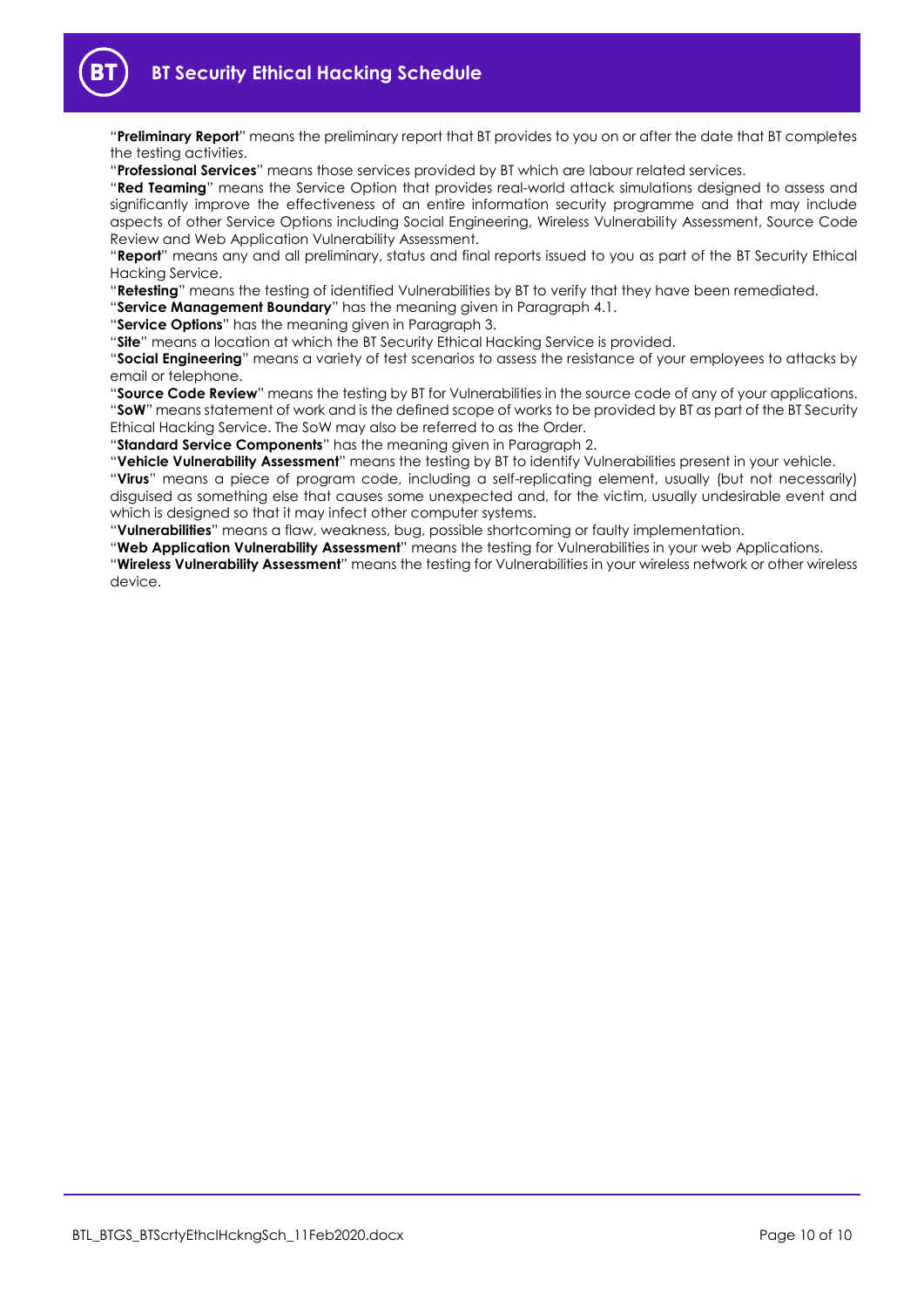"**Preliminary Report**" means the preliminary report that BT provides to you on or after the date that BT completes the testing activities.

"**Professional Services**" means those services provided by BT which are labour related services.

"**Red Teaming**" means the Service Option that provides real-world attack simulations designed to assess and significantly improve the effectiveness of an entire information security programme and that may include aspects of other Service Options including Social Engineering, Wireless Vulnerability Assessment, Source Code Review and Web Application Vulnerability Assessment.

"**Report**" means any and all preliminary, status and final reports issued to you as part of the BT Security Ethical Hacking Service.

"**Retesting**" means the testing of identified Vulnerabilities by BT to verify that they have been remediated.

"**Service Management Boundary**" has the meaning given in Paragraph 4.1.

"**Service Options**" has the meaning given in Paragraph 3.

"**Site**" means a location at which the BT Security Ethical Hacking Service is provided.

"**Social Engineering**" means a variety of test scenarios to assess the resistance of your employees to attacks by email or telephone.

"**Source Code Review**" means the testing by BT for Vulnerabilities in the source code of any of your applications.

"**SoW**" means statement of work and is the defined scope of works to be provided by BT as part of the BT Security Ethical Hacking Service. The SoW may also be referred to as the Order.

"**Standard Service Components**" has the meaning given in Paragraph 2.

"**Vehicle Vulnerability Assessment**" means the testing by BT to identify Vulnerabilities present in your vehicle.

"**Virus**" means a piece of program code, including a self-replicating element, usually (but not necessarily) disguised as something else that causes some unexpected and, for the victim, usually undesirable event and which is designed so that it may infect other computer systems.

"**Vulnerabilities**" means a flaw, weakness, bug, possible shortcoming or faulty implementation.

"**Web Application Vulnerability Assessment**" means the testing for Vulnerabilities in your web Applications.

"**Wireless Vulnerability Assessment**" means the testing for Vulnerabilities in your wireless network or other wireless device.